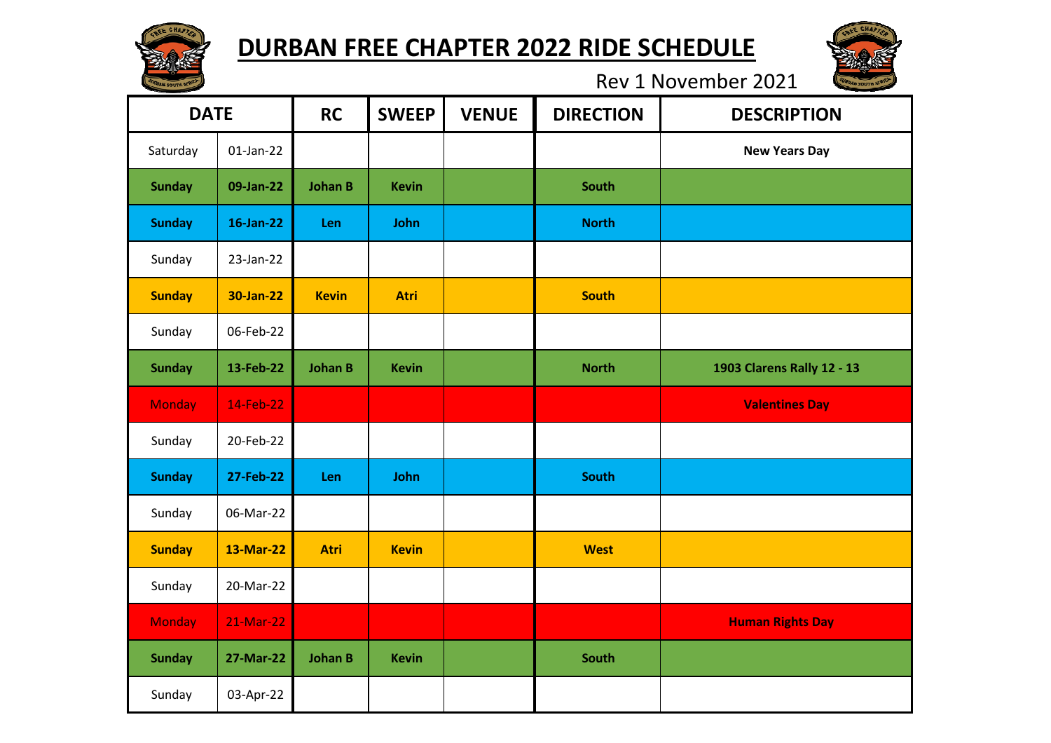# DURBAN FREE CHAPTER 2022 RIDE SCHEDULE

Rev 1 November 2021

| DATE | | RC | SWEEP | VENUE | DIRECTION | DESCRIPTION |
|---|---|---|---|---|---|---|
| Saturday | 01-Jan-22 | | | | | **New Years Day** |
| **Sunday** | **09-Jan-22** | **Johan B** | **Kevin** | | **South** | |
| **Sunday** | **16-Jan-22** | **Len** | **John** | | **North** | |
| Sunday | 23-Jan-22 | | | | | |
| **Sunday** | **30-Jan-22** | **Kevin** | **Atri** | | **South** | |
| Sunday | 06-Feb-22 | | | | | |
| **Sunday** | **13-Feb-22** | **Johan B** | **Kevin** | | **North** | **1903 Clarens Rally 12 - 13** |
| Monday | 14-Feb-22 | | | | | **Valentines Day** |
| Sunday | 20-Feb-22 | | | | | |
| **Sunday** | **27-Feb-22** | **Len** | **John** | | **South** | |
| Sunday | 06-Mar-22 | | | | | |
| **Sunday** | **13-Mar-22** | **Atri** | **Kevin** | | **West** | |
| Sunday | 20-Mar-22 | | | | | |
| Monday | 21-Mar-22 | | | | | **Human Rights Day** |
| **Sunday** | **27-Mar-22** | **Johan B** | **Kevin** | | **South** | |
| Sunday | 03-Apr-22 | | | | | |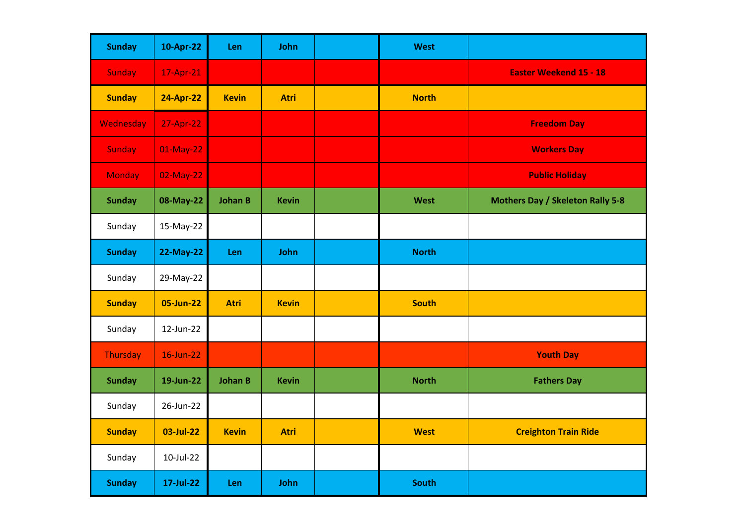| | | | | | | |
|---|---|---|---|---|---|---|
| **Sunday** | **10-Apr-22** | **Len** | **John** | | **West** | |
| Sunday | 17-Apr-21 | | | | | **Easter Weekend 15 - 18** |
| **Sunday** | **24-Apr-22** | **Kevin** | **Atri** | | **North** | |
| Wednesday | 27-Apr-22 | | | | | **Freedom Day** |
| Sunday | 01-May-22 | | | | | **Workers Day** |
| Monday | 02-May-22 | | | | | **Public Holiday** |
| **Sunday** | **08-May-22** | **Johan B** | **Kevin** | | **West** | **Mothers Day / Skeleton Rally 5-8** |
| Sunday | 15-May-22 | | | | | |
| **Sunday** | **22-May-22** | **Len** | **John** | | **North** | |
| Sunday | 29-May-22 | | | | | |
| **Sunday** | **05-Jun-22** | **Atri** | **Kevin** | | **South** | |
| Sunday | 12-Jun-22 | | | | | |
| Thursday | 16-Jun-22 | | | | | **Youth Day** |
| **Sunday** | **19-Jun-22** | **Johan B** | **Kevin** | | **North** | **Fathers Day** |
| Sunday | 26-Jun-22 | | | | | |
| **Sunday** | **03-Jul-22** | **Kevin** | **Atri** | | **West** | **Creighton Train Ride** |
| Sunday | 10-Jul-22 | | | | | |
| **Sunday** | **17-Jul-22** | **Len** | **John** | | **South** | |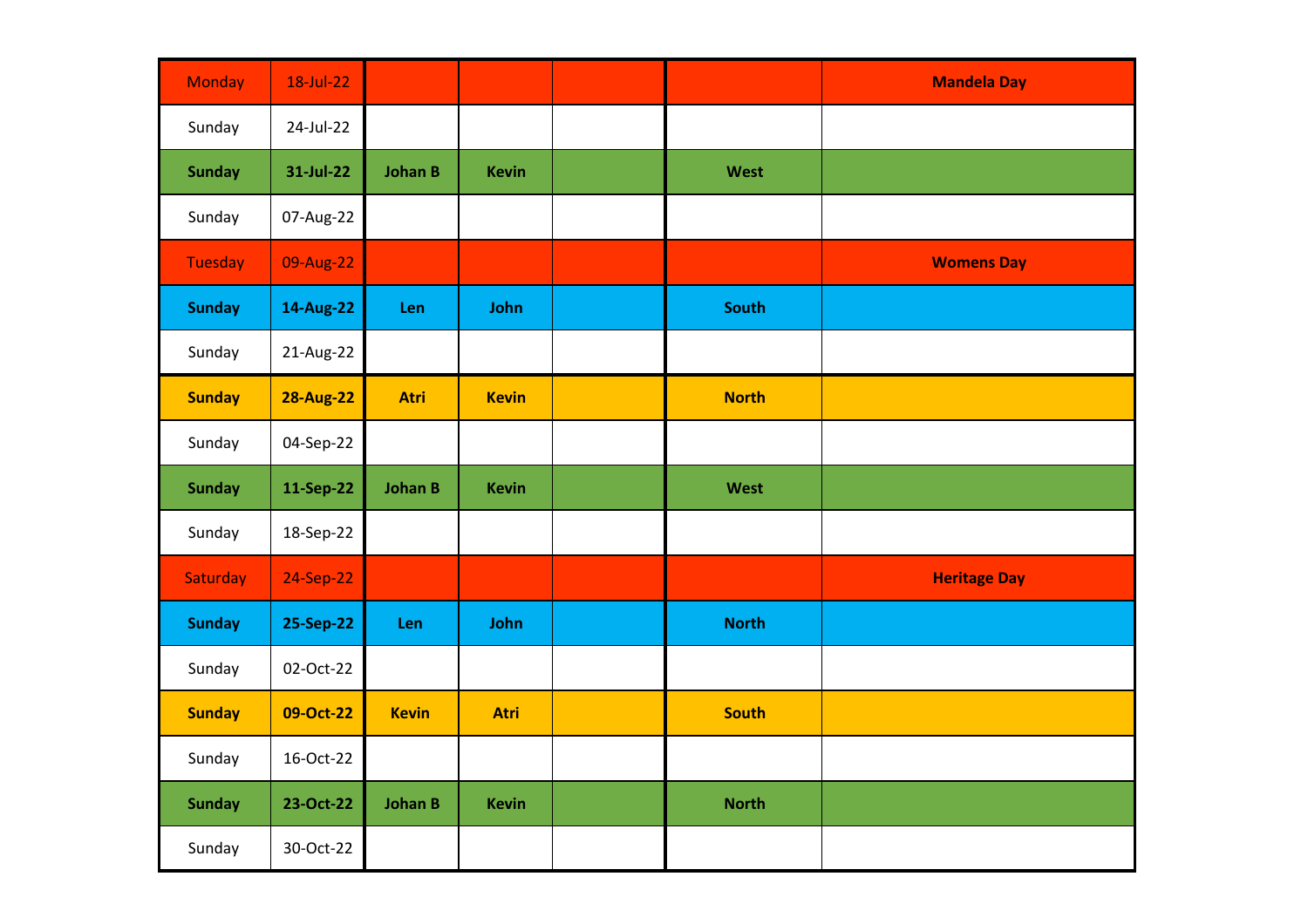| | | | | | | |
|---|---|---|---|---|---|---|
| Monday | 18-Jul-22 | | | | | **Mandela Day** |
| Sunday | 24-Jul-22 | | | | | |
| **Sunday** | **31-Jul-22** | **Johan B** | **Kevin** | | **West** | |
| Sunday | 07-Aug-22 | | | | | |
| Tuesday | 09-Aug-22 | | | | | **Womens Day** |
| **Sunday** | **14-Aug-22** | **Len** | **John** | | **South** | |
| Sunday | 21-Aug-22 | | | | | |
| **Sunday** | **28-Aug-22** | **Atri** | **Kevin** | | **North** | |
| Sunday | 04-Sep-22 | | | | | |
| **Sunday** | **11-Sep-22** | **Johan B** | **Kevin** | | **West** | |
| Sunday | 18-Sep-22 | | | | | |
| Saturday | 24-Sep-22 | | | | | **Heritage Day** |
| **Sunday** | **25-Sep-22** | **Len** | **John** | | **North** | |
| Sunday | 02-Oct-22 | | | | | |
| **Sunday** | **09-Oct-22** | **Kevin** | **Atri** | | **South** | |
| Sunday | 16-Oct-22 | | | | | |
| **Sunday** | **23-Oct-22** | **Johan B** | **Kevin** | | **North** | |
| Sunday | 30-Oct-22 | | | | | |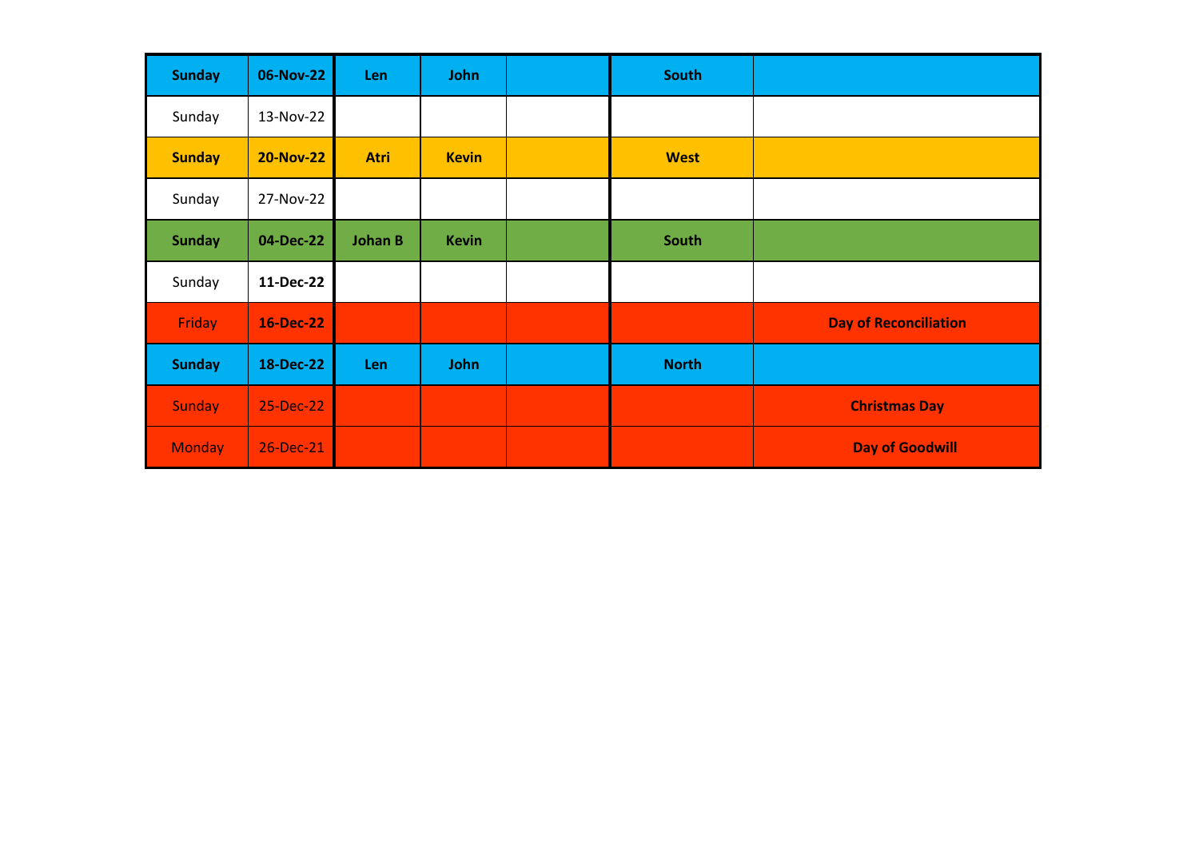| | | | | | | |
|---|---|---|---|---|---|---|
| **Sunday** | **06-Nov-22** | **Len** | **John** | | **South** | |
| Sunday | 13-Nov-22 | | | | | |
| **Sunday** | **20-Nov-22** | **Atri** | **Kevin** | | **West** | |
| Sunday | 27-Nov-22 | | | | | |
| **Sunday** | **04-Dec-22** | **Johan B** | **Kevin** | | **South** | |
| Sunday | **11-Dec-22** | | | | | |
| Friday | **16-Dec-22** | | | | | **Day of Reconciliation** |
| **Sunday** | **18-Dec-22** | **Len** | **John** | | **North** | |
| Sunday | 25-Dec-22 | | | | | **Christmas Day** |
| Monday | 26-Dec-21 | | | | | **Day of Goodwill** |